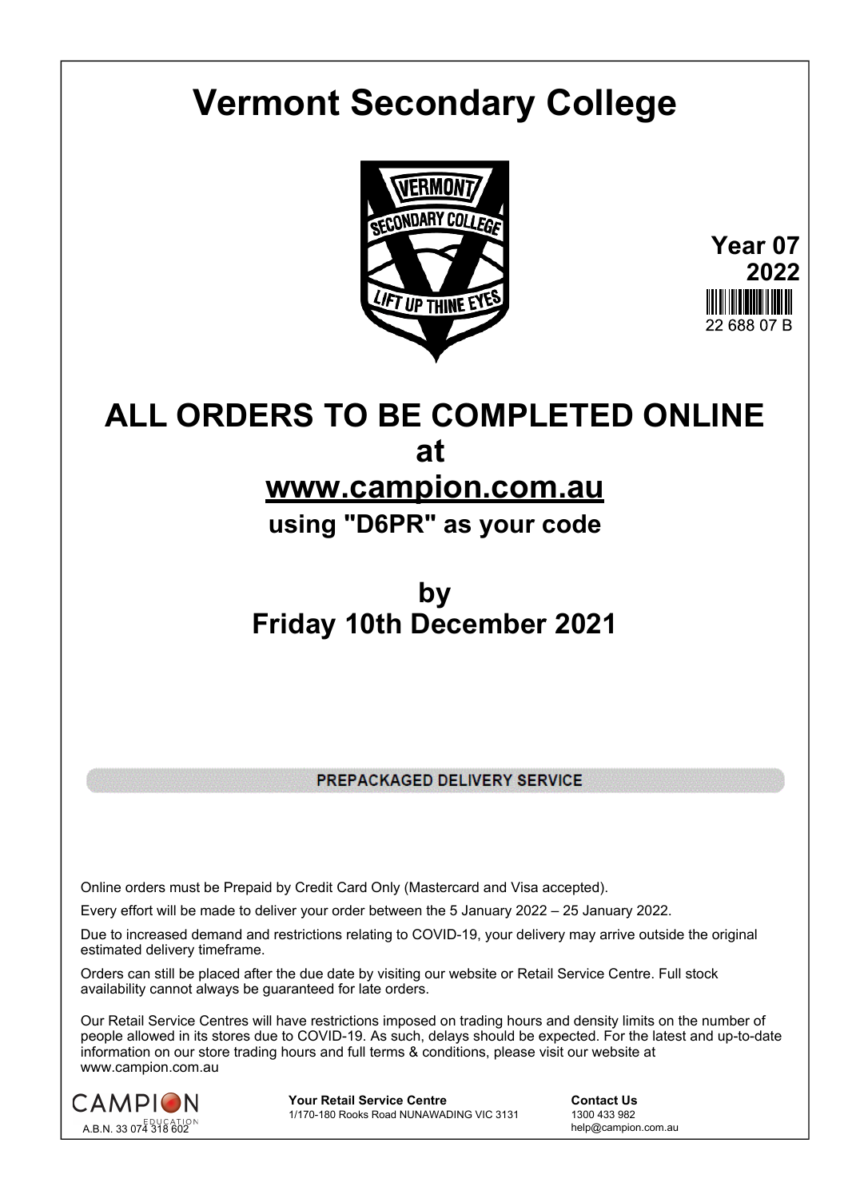# Vermont Secondary College

**Year 07**
**2022**
22 688 07 B

# ALL ORDERS TO BE COMPLETED ONLINE

## at

## www.campion.com.au

### using "D6PR" as your code

## by

## Friday 10th December 2021

**PREPACKAGED DELIVERY SERVICE**

Online orders must be Prepaid by Credit Card Only (Mastercard and Visa accepted).

Every effort will be made to deliver your order between the 5 January 2022 – 25 January 2022.

Due to increased demand and restrictions relating to COVID-19, your delivery may arrive outside the original estimated delivery timeframe.

Orders can still be placed after the due date by visiting our website or Retail Service Centre. Full stock availability cannot always be guaranteed for late orders.

Our Retail Service Centres will have restrictions imposed on trading hours and density limits on the number of people allowed in its stores due to COVID-19. As such, delays should be expected. For the latest and up-to-date information on our store trading hours and full terms & conditions, please visit our website at www.campion.com.au

CAMPION EDUCATION
A.B.N. 33 074 318 602

**Your Retail Service Centre**
1/170-180 Rooks Road NUNAWADING VIC 3131

**Contact Us**
1300 433 982
help@campion.com.au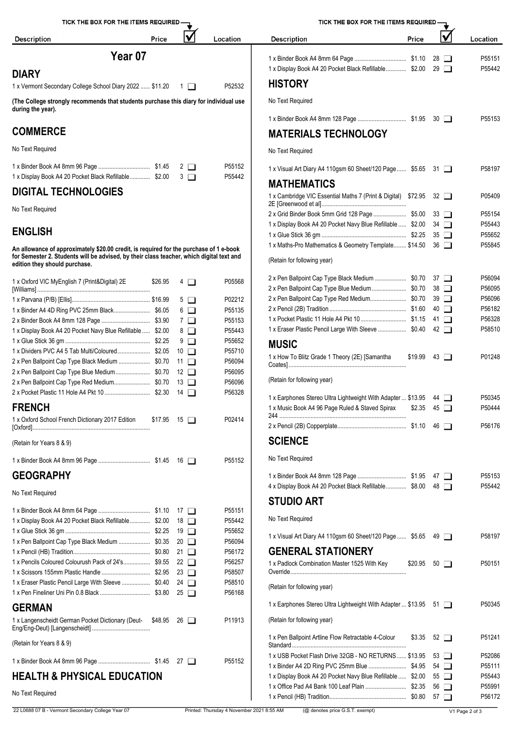# Year 07

## DIARY

| Description | Price | ☑ | Location |
|---|---|---|---|
| 1 x Vermont Secondary College School Diary 2022 | $11.20 | 1 ☐ | P52532 |

**(The College strongly recommends that students purchase this diary for individual use during the year).**

## COMMERCE

No Text Required

| Description | Price | ☑ | Location |
|---|---|---|---|
| 1 x Binder Book A4 8mm 96 Page | $1.45 | 2 ☐ | P55152 |
| 1 x Display Book A4 20 Pocket Black Refillable | $2.00 | 3 ☐ | P55442 |

## DIGITAL TECHNOLOGIES

No Text Required

## ENGLISH

**An allowance of approximately $20.00 credit, is required for the purchase of 1 e-book for Semester 2. Students will be advised, by their class teacher, which digital text and edition they should purchase.**

| Description | Price | ☑ | Location |
|---|---|---|---|
| 1 x Oxford VIC MyEnglish 7 (Print&Digital) 2E [Williams] | $26.95 | 4 ☐ | P05568 |
| 1 x Parvana (P/B) [Ellis] | $16.99 | 5 ☐ | P02212 |
| 1 x Binder A4 4D Ring PVC 25mm Black | $6.05 | 6 ☐ | P55135 |
| 2 x Binder Book A4 8mm 128 Page | $3.90 | 7 ☐ | P55153 |
| 1 x Display Book A4 20 Pocket Navy Blue Refillable | $2.00 | 8 ☐ | P55443 |
| 1 x Glue Stick 36 gm | $2.25 | 9 ☐ | P55652 |
| 1 x Dividers PVC A4 5 Tab Multi/Coloured | $2.05 | 10 ☐ | P55710 |
| 2 x Pen Ballpoint Cap Type Black Medium | $0.70 | 11 ☐ | P56094 |
| 2 x Pen Ballpoint Cap Type Blue Medium | $0.70 | 12 ☐ | P56095 |
| 2 x Pen Ballpoint Cap Type Red Medium | $0.70 | 13 ☐ | P56096 |
| 2 x Pocket Plastic 11 Hole A4 Pkt 10 | $2.30 | 14 ☐ | P56328 |

## FRENCH

| Description | Price | ☑ | Location |
|---|---|---|---|
| 1 x Oxford School French Dictionary 2017 Edition [Oxford] | $17.95 | 15 ☐ | P02414 |

(Retain for Years 8 & 9)

| Description | Price | ☑ | Location |
|---|---|---|---|
| 1 x Binder Book A4 8mm 96 Page | $1.45 | 16 ☐ | P55152 |

## GEOGRAPHY

No Text Required

| Description | Price | ☑ | Location |
|---|---|---|---|
| 1 x Binder Book A4 8mm 64 Page | $1.10 | 17 ☐ | P55151 |
| 1 x Display Book A4 20 Pocket Black Refillable | $2.00 | 18 ☐ | P55442 |
| 1 x Glue Stick 36 gm | $2.25 | 19 ☐ | P55652 |
| 1 x Pen Ballpoint Cap Type Black Medium | $0.35 | 20 ☐ | P56094 |
| 1 x Pencil (HB) Tradition | $0.80 | 21 ☐ | P56172 |
| 1 x Pencils Coloured Colourush Pack of 24's | $9.55 | 22 ☐ | P56257 |
| 1 x Scissors 155mm Plastic Handle | $2.95 | 23 ☐ | P58507 |
| 1 x Eraser Plastic Pencil Large With Sleeve | $0.40 | 24 ☐ | P58510 |
| 1 x Pen Fineliner Uni Pin 0.8 Black | $3.80 | 25 ☐ | P56168 |

## GERMAN

| Description | Price | ☑ | Location |
|---|---|---|---|
| 1 x Langenscheidt German Pocket Dictionary (Deut-Eng/Eng-Deut) [Langenscheidt] | $48.95 | 26 ☐ | P11913 |

(Retain for Years 8 & 9)

| Description | Price | ☑ | Location |
|---|---|---|---|
| 1 x Binder Book A4 8mm 96 Page | $1.45 | 27 ☐ | P55152 |

## HEALTH & PHYSICAL EDUCATION

No Text Required

| Description | Price | ☑ | Location |
|---|---|---|---|
| 1 x Binder Book A4 8mm 64 Page | $1.10 | 28 ☐ | P55151 |
| 1 x Display Book A4 20 Pocket Black Refillable | $2.00 | 29 ☐ | P55442 |

## HISTORY

No Text Required

| Description | Price | ☑ | Location |
|---|---|---|---|
| 1 x Binder Book A4 8mm 128 Page | $1.95 | 30 ☐ | P55153 |

## MATERIALS TECHNOLOGY

No Text Required

| Description | Price | ☑ | Location |
|---|---|---|---|
| 1 x Visual Art Diary A4 110gsm 60 Sheet/120 Page | $5.65 | 31 ☐ | P58197 |

## MATHEMATICS

| Description | Price | ☑ | Location |
|---|---|---|---|
| 1 x Cambridge VIC Essential Maths 7 (Print & Digital) 2E [Greenwood et al] | $72.95 | 32 ☐ | P05409 |
| 2 x Grid Binder Book 5mm Grid 128 Page | $5.00 | 33 ☐ | P55154 |
| 1 x Display Book A4 20 Pocket Navy Blue Refillable | $2.00 | 34 ☐ | P55443 |
| 1 x Glue Stick 36 gm | $2.25 | 35 ☐ | P55652 |
| 1 x Maths-Pro Mathematics & Geometry Template | $14.50 | 36 ☐ | P55845 |

(Retain for following year)

| Description | Price | ☑ | Location |
|---|---|---|---|
| 2 x Pen Ballpoint Cap Type Black Medium | $0.70 | 37 ☐ | P56094 |
| 2 x Pen Ballpoint Cap Type Blue Medium | $0.70 | 38 ☐ | P56095 |
| 2 x Pen Ballpoint Cap Type Red Medium | $0.70 | 39 ☐ | P56096 |
| 2 x Pencil (2B) Tradition | $1.60 | 40 ☐ | P56182 |
| 1 x Pocket Plastic 11 Hole A4 Pkt 10 | $1.15 | 41 ☐ | P56328 |
| 1 x Eraser Plastic Pencil Large With Sleeve | $0.40 | 42 ☐ | P58510 |

## MUSIC

| Description | Price | ☑ | Location |
|---|---|---|---|
| 1 x How To Blitz Grade 1 Theory (2E) [Samantha Coates] | $19.99 | 43 ☐ | P01248 |

(Retain for following year)

| Description | Price | ☑ | Location |
|---|---|---|---|
| 1 x Earphones Stereo Ultra Lightweight With Adapter | $13.95 | 44 ☐ | P50345 |
| 1 x Music Book A4 96 Page Ruled & Staved Spirax 244 | $2.35 | 45 ☐ | P50444 |
| 2 x Pencil (2B) Copperplate | $1.10 | 46 ☐ | P56176 |

## SCIENCE

No Text Required

| Description | Price | ☑ | Location |
|---|---|---|---|
| 1 x Binder Book A4 8mm 128 Page | $1.95 | 47 ☐ | P55153 |
| 4 x Display Book A4 20 Pocket Black Refillable | $8.00 | 48 ☐ | P55442 |

## STUDIO ART

No Text Required

| Description | Price | ☑ | Location |
|---|---|---|---|
| 1 x Visual Art Diary A4 110gsm 60 Sheet/120 Page | $5.65 | 49 ☐ | P58197 |

## GENERAL STATIONERY

| Description | Price | ☑ | Location |
|---|---|---|---|
| 1 x Padlock Combination Master 1525 With Key Override | $20.95 | 50 ☐ | P50151 |

(Retain for following year)

| Description | Price | ☑ | Location |
|---|---|---|---|
| 1 x Earphones Stereo Ultra Lightweight With Adapter | $13.95 | 51 ☐ | P50345 |

(Retain for following year)

| Description | Price | ☑ | Location |
|---|---|---|---|
| 1 x Pen Ballpoint Artline Flow Retractable 4-Colour Standard | $3.35 | 52 ☐ | P51241 |
| 1 x USB Pocket Flash Drive 32GB - NO RETURNS | $13.95 | 53 ☐ | P52086 |
| 1 x Binder A4 2D Ring PVC 25mm Blue | $4.95 | 54 ☐ | P55111 |
| 1 x Display Book A4 20 Pocket Navy Blue Refillable | $2.00 | 55 ☐ | P55443 |
| 1 x Office Pad A4 Bank 100 Leaf Plain | $2.35 | 56 ☐ | P55991 |
| 1 x Pencil (HB) Tradition | $0.80 | 57 ☐ | P56172 |

(@ denotes price G.S.T. exempt)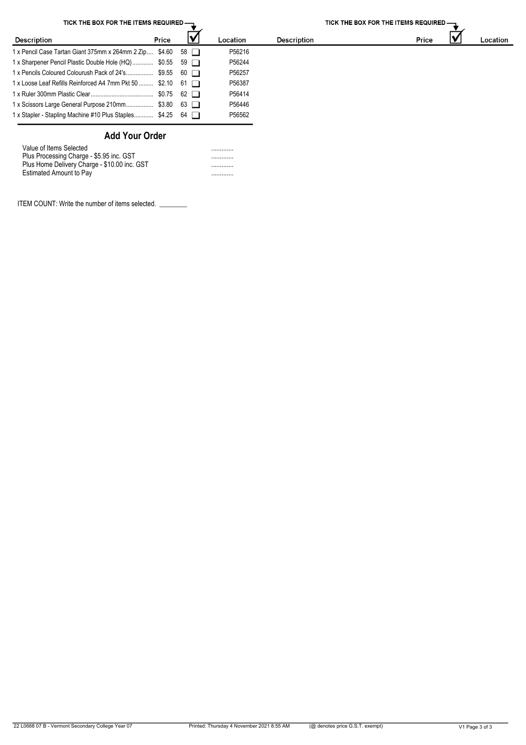TICK THE BOX FOR THE ITEMS REQUIRED

| Description | Price | ✓ | Location |
|---|---|---|---|
| 1 x Pencil Case Tartan Giant 375mm x 264mm 2 Zip | $4.60 | 58 ☐ | P56216 |
| 1 x Sharpener Pencil Plastic Double Hole (HQ) | $0.55 | 59 ☐ | P56244 |
| 1 x Pencils Coloured Colourush Pack of 24's | $9.55 | 60 ☐ | P56257 |
| 1 x Loose Leaf Refills Reinforced A4 7mm Pkt 50 | $2.10 | 61 ☐ | P56387 |
| 1 x Ruler 300mm Plastic Clear | $0.75 | 62 ☐ | P56414 |
| 1 x Scissors Large General Purpose 210mm | $3.80 | 63 ☐ | P56446 |
| 1 x Stapler - Stapling Machine #10 Plus Staples | $4.25 | 64 ☐ | P56562 |

TICK THE BOX FOR THE ITEMS REQUIRED

| Description | Price | ✓ | Location |
|---|---|---|---|

## Add Your Order

| | |
|---|---|
| Value of Items Selected | ............ |
| Plus Processing Charge - $5.95 inc. GST | ............ |
| Plus Home Delivery Charge - $10.00 inc. GST | ............ |
| Estimated Amount to Pay | ............ |

ITEM COUNT: Write the number of items selected. ________

22 L0688 07 B - Vermont Secondary College Year 07 | Printed: Thursday 4 November 2021 8:55 AM | (@ denotes price G.S.T. exempt)